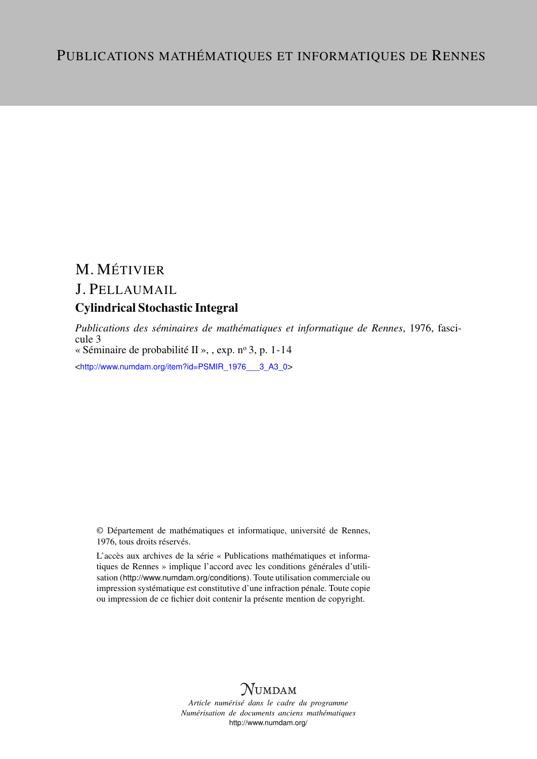# PUBLICATIONS MATHÉMATIQUES ET INFORMATIQUES DE RENNES

M. MÉTIVIER

J. PELLAUMAIL

## Cylindrical Stochastic Integral

*Publications des séminaires de mathématiques et informatique de Rennes*, 1976, fascicule 3

« Séminaire de probabilité II », , exp. nº 3, p. 1-14

<http://www.numdam.org/item?id=PSMIR_1976___3_A3_0>

© Département de mathématiques et informatique, université de Rennes, 1976, tous droits réservés.

L'accès aux archives de la série « Publications mathématiques et informatiques de Rennes » implique l'accord avec les conditions générales d'utilisation (http://www.numdam.org/conditions). Toute utilisation commerciale ou impression systématique est constitutive d'une infraction pénale. Toute copie ou impression de ce fichier doit contenir la présente mention de copyright.

NUMDAM

*Article numérisé dans le cadre du programme Numérisation de documents anciens mathématiques*

http://www.numdam.org/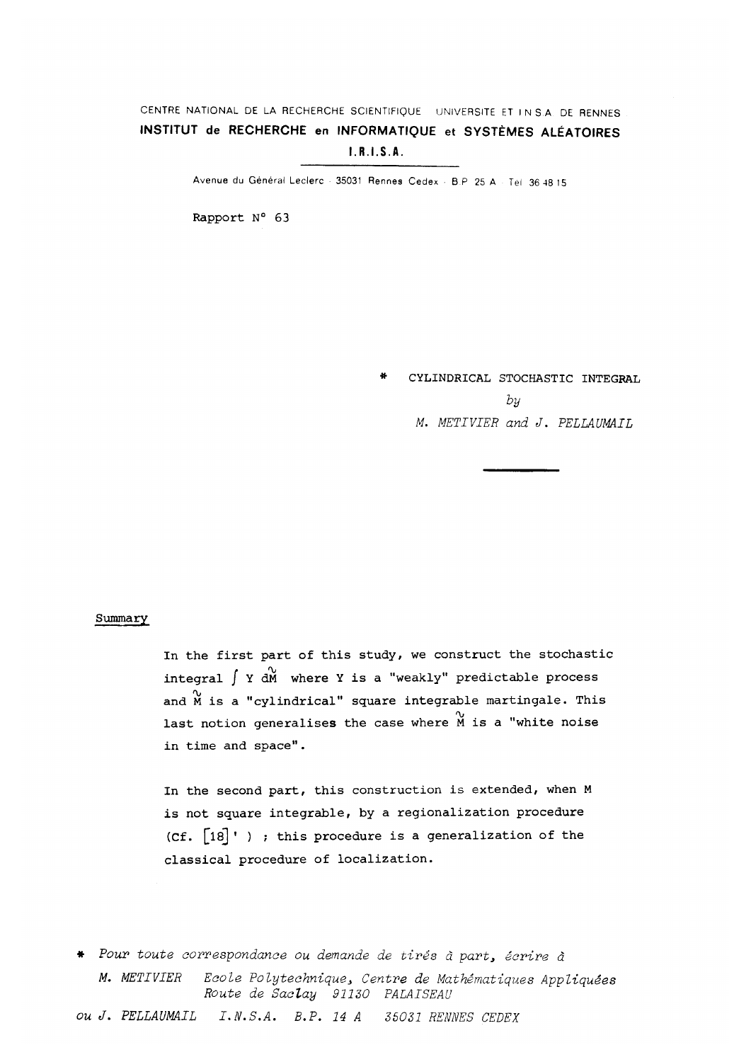CENTRE NATIONAL DE LA RECHERCHE SCIENTIFIQUE UNIVERSITE ET I.N.S.A. DE RENNES

**INSTITUT de RECHERCHE en INFORMATIQUE et SYSTÈMES ALÉATOIRES**

**I.R.I.S.A.**

Avenue du Général Leclerc · 35031 Rennes Cedex · B.P. 25 A · Tel. 36 48 15

Rapport N° 63

\* CYLINDRICAL STOCHASTIC INTEGRAL

*by*

*M. METIVIER and J. PELLAUMAIL*

---

Summary

In the first part of this study, we construct the stochastic integral $\int Y\, d\tilde{M}$ where Y is a "weakly" predictable process and $\tilde{M}$ is a "cylindrical" square integrable martingale. This last notion generalises the case where $\tilde{M}$ is a "white noise in time and space".

In the second part, this construction is extended, when M is not square integrable, by a regionalization procedure (Cf. [18]' ) ; this procedure is a generalization of the classical procedure of localization.

\* *Pour toute correspondance ou demande de tirés à part, écrire à*
*M. METIVIER Ecole Polytechnique, Centre de Mathématiques Appliquées Route de Saclay 91130 PALAISEAU*
*ou J. PELLAUMAIL I.N.S.A. B.P. 14 A 35031 RENNES CEDEX*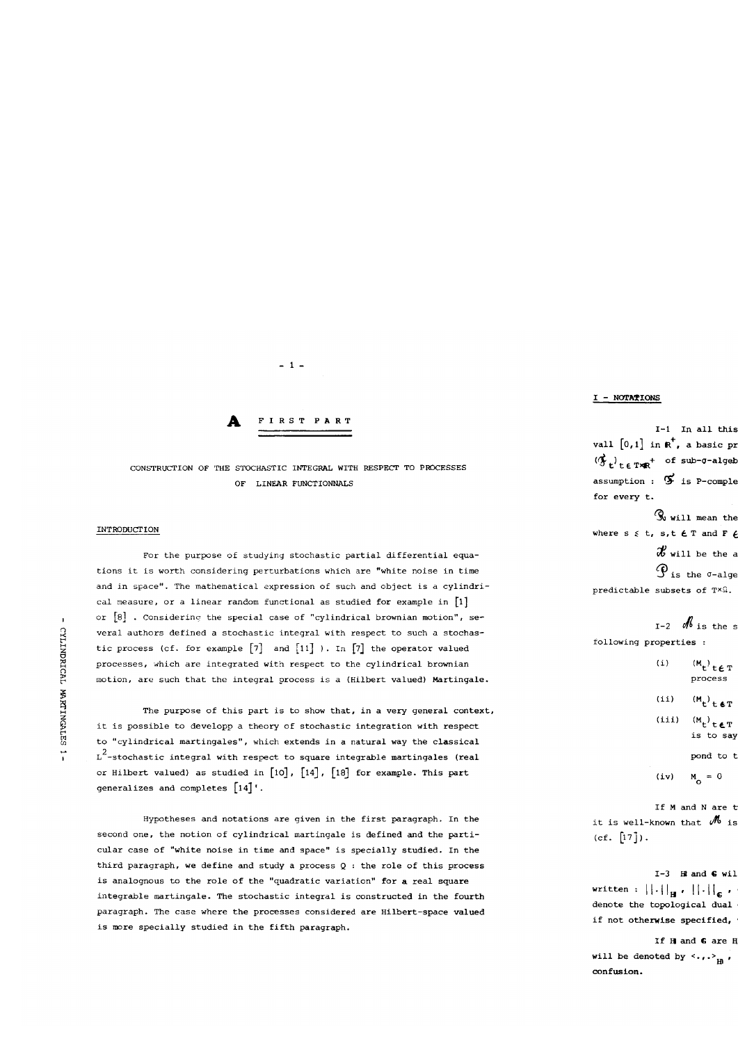# FIRST PART

## CONSTRUCTION OF THE STOCHASTIC INTEGRAL WITH RESPECT TO PROCESSES OF LINEAR FUNCTIONNALS

### INTRODUCTION

For the purpose of studying stochastic partial differential equations it is worth considering perturbations which are "white noise in time and in space". The mathematical expression of such and object is a cylindrical measure, or a linear random functional as studied for example in [1] or [8] . Considering the special case of "cylindrical brownian motion", several authors defined a stochastic integral with respect to such a stochastic process (cf. for example [7] and [11] ). In [7] the operator valued processes, which are integrated with respect to the cylindrical brownian motion, are such that the integral process is a (Hilbert valued) Martingale.

The purpose of this part is to show that, in a very general context, it is possible to developp a theory of stochastic integration with respect to "cylindrical martingales", which extends in a natural way the classical $L^2$-stochastic integral with respect to square integrable martingales (real or Hilbert valued) as studied in [10], [14], [18] for example. This part generalizes and completes [14]'.

Hypotheses and notations are given in the first paragraph. In the second one, the notion of cylindrical martingale is defined and the particular case of "white noise in time and space" is specially studied. In the third paragraph, we define and study a process Q : the role of this process is analogous to the role of the "quadratic variation" for a real square integrable martingale. The stochastic integral is constructed in the fourth paragraph. The case where the processes considered are Hilbert-space valued is more specially studied in the fifth paragraph.

### I - NOTATIONS

I-1 In all this ... vall $[0,1]$ in $\mathbb{R}^+$, a basic pr... $(\mathcal{F}_t)_{t\in T \times \mathbb{R}^+}$ of sub-σ-algeb... assumption : $\mathcal{F}$ is P-comple... for every t.

$\mathcal{R}$ will mean the ... where $s \leq t$, $s,t \in T$ and $F \in$ ...

$\mathcal{A}$ will be the a...

$\mathcal{P}$ is the σ-alge... predictable subsets of $T \times \Omega$.

I-2 $\mathcal{M}$ is the s... following properties :

(i) $(M_t)_{t\in T}$ ... process

(ii) $(M_t)_{t\in T}$ ...

(iii) $(M_t)_{t\in T}$ ... is to say ... pond to t...

(iv) $M_0 = 0$

If M and N are t... it is well-known that $\mathcal{M}$ is ... (cf. [17]).

I-3 $\mathbb{H}$ and $\mathbb{G}$ wil... written : $||.||_{\mathbb{H}}$, $||.||_{\mathbb{G}}$, ... denote the topological dual ... if not otherwise specified, ...

If $\mathbb{H}$ and $\mathbb{G}$ are H... will be denoted by $<.,.>_{\mathbb{H}}$, ... confusion.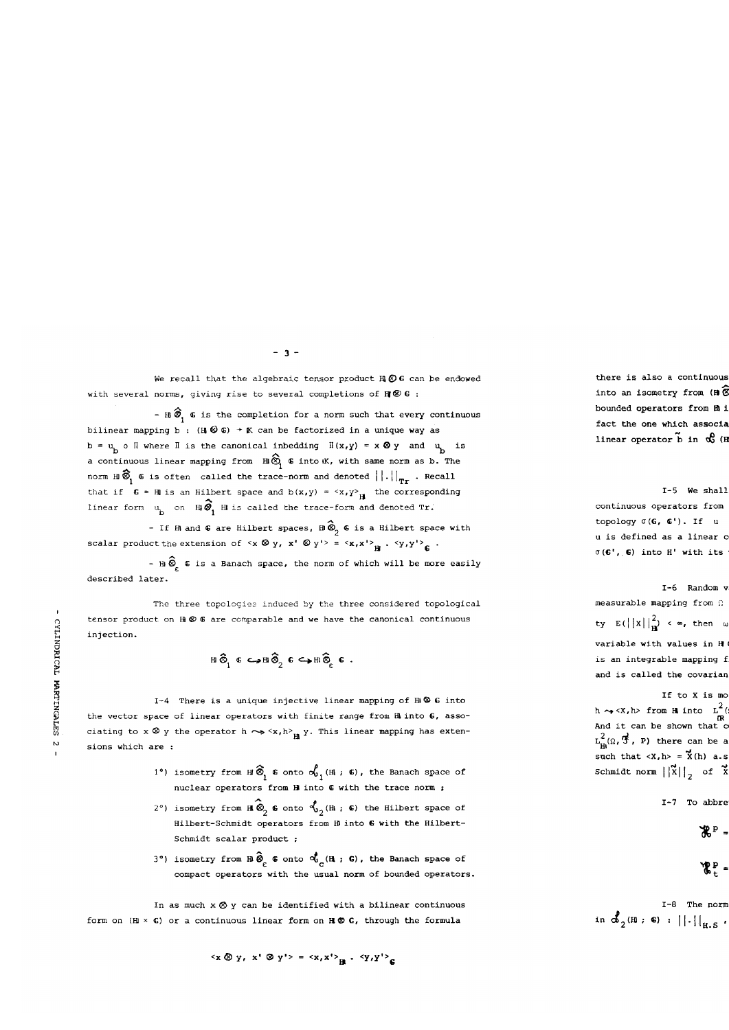We recall that the algebraic tensor product $\mathbb{H} \otimes \mathbb{G}$ can be endowed with several norms, giving rise to several completions of $\mathbb{H} \otimes \mathbb{G}$ :

- $\mathbb{H} \hat{\otimes}_1 \mathbb{G}$ is the completion for a norm such that every continuous bilinear mapping $b : (\mathbb{H} \otimes \mathbb{G}) \to \mathbb{K}$ can be factorized in a unique way as $b = u_b \circ \Pi$ where $\Pi$ is the canonical inbedding $\Pi(x,y) = x \otimes y$ and $u_b$ is a continuous linear mapping from $\mathbb{H} \hat{\otimes}_1 \mathbb{G}$ into $\mathbb{K}$, with same norm as b. The norm $\mathbb{H} \hat{\otimes}_1 \mathbb{G}$ is often called the trace-norm and denoted $||.||_{Tr}$ . Recall that if $\mathbb{G} = \mathbb{H}$ is an Hilbert space and $b(x,y) = \langle x,y \rangle_{\mathbb{H}}$ the corresponding linear form $u_b$ on $\mathbb{H} \hat{\otimes}_1 \mathbb{H}$ is called the trace-form and denoted Tr.

- If $\mathbb{H}$ and $\mathbb{G}$ are Hilbert spaces, $\mathbb{H} \hat{\otimes}_2 \mathbb{G}$ is a Hilbert space with scalar product the extension of $\langle x \otimes y, x' \otimes y' \rangle = \langle x,x' \rangle_{\mathbb{H}} . \langle y,y' \rangle_{\mathbb{G}}$ .

- $\mathbb{H} \hat{\otimes}_\varepsilon \mathbb{G}$ is a Banach space, the norm of which will be more easily described later.

The three topologies induced by the three considered topological tensor product on $\mathbb{H} \otimes \mathbb{G}$ are comparable and we have the canonical continuous injection.

$$\mathbb{H} \hat{\otimes}_1 \mathbb{G} \hookrightarrow \mathbb{H} \hat{\otimes}_2 \mathbb{G} \hookrightarrow \mathbb{H} \hat{\otimes}_\varepsilon \mathbb{G} .$$

I-4 There is a unique injective linear mapping of $\mathbb{H} \otimes \mathbb{G}$ into the vector space of linear operators with finite range from $\mathbb{H}$ into $\mathbb{G}$, associating to $x \otimes y$ the operator $h \rightsquigarrow \langle x,h \rangle_{\mathbb{H}} y$. This linear mapping has extensions which are :

1°) isometry from $\mathbb{H} \hat{\otimes}_1 \mathbb{G}$ onto $\mathcal{L}_1(\mathbb{H} ; \mathbb{G})$, the Banach space of nuclear operators from $\mathbb{H}$ into $\mathbb{G}$ with the trace norm ;

2°) isometry from $\mathbb{H} \hat{\otimes}_2 \mathbb{G}$ onto $\mathcal{L}_2(\mathbb{H} ; \mathbb{G})$ the Hilbert space of Hilbert-Schmidt operators from $\mathbb{H}$ into $\mathbb{G}$ with the Hilbert-Schmidt scalar product ;

3°) isometry from $\mathbb{H} \hat{\otimes}_\varepsilon \mathbb{G}$ onto $\mathcal{L}_c(\mathbb{H} ; \mathbb{G})$, the Banach space of compact operators with the usual norm of bounded operators.

In as much $x \otimes y$ can be identified with a bilinear continuous form on $(\mathbb{H} \times \mathbb{G})$ or a continuous linear form on $\mathbb{H} \otimes \mathbb{G}$, through the formula

$$\langle x \otimes y, x' \otimes y' \rangle = \langle x,x' \rangle_{\mathbb{H}} . \langle y,y' \rangle_{\mathbb{G}}$$

there is also a continuous ... into an isometry from $(\mathbb{H} \hat{\otimes}$ ... bounded operators from $\mathbb{H}$ i... fact the one which associa... linear operator $\tilde{b}$ in $\mathcal{L}(\mathbb{H}$ ...

I-5 We shall ... continuous operators from ... topology $\sigma(\mathbb{G}, \mathbb{G}')$. If u ... u is defined as a linear c... $\sigma(\mathbb{G}', \mathbb{G})$ into H' with its ...

I-6 Random v... measurable mapping from $\Omega$ ... ty $E(||X||^2_{\mathbb{H}}) < \infty$, then $\omega$ ... variable with values in $\mathbb{H}$ ... is an integrable mapping f... and is called the covarian...

If to X is mo... $h \rightsquigarrow \langle X,h \rangle$ from $\mathbb{H}$ into $L^2_{\mathbb{R}}$(... And it can be shown that c... $L^2_{\mathbb{H}}(\Omega, \mathcal{F}, P)$ there can be a... such that $\langle X,h \rangle = \tilde{X}(h)$ a.s... Schmidt norm $||\tilde{X}||_2$ of $\tilde{X}$ ...

I-7 To abbre...

$\mathcal{H}^p =$ ...

$\mathcal{H}^p_t =$ ...

I-8 The norm ... in $\mathcal{L}_2(\mathbb{H} ; \mathbb{G})$ : $||.||_{H.S}$ , ...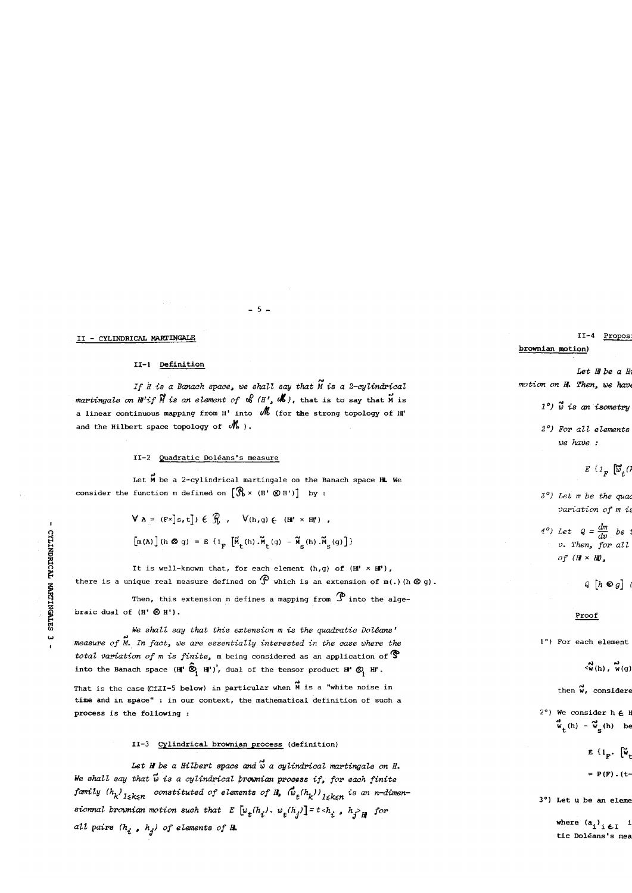## II - CYLINDRICAL MARTINGALE

### II-1 Definition

*If $H$ is a Banach space, we shall say that $\vec{M}$ is a 2-cylindrical martingale on $H'$ if $\vec{M}$ is an element of $\mathcal{L}(H', \mathcal{M})$,* that is to say that $\vec{M}$ is a linear continuous mapping from $H'$ into $\mathcal{M}$ (for the strong topology of $H'$ and the Hilbert space topology of $\mathcal{M}$).

### II-2 Quadratic Doléans's measure

Let $\vec{M}$ be a 2-cylindrical martingale on the Banach space $H$. We consider the function m defined on $[\mathcal{R} \times (H' \otimes H')]$ by :

$$\forall A = (F\times]s,t]) \in \mathcal{R} \ , \quad \forall (h,g) \in (H' \times H') \ ,$$

$$[m(A)](h \otimes g) = E\{1_F [\tilde{M}_t(h).\tilde{M}_t(g) - \tilde{M}_s(h).\tilde{M}_s(g)]\}$$

It is well-known that, for each element $(h,g)$ of $(H' \times H')$, there is a unique real measure defined on $\mathcal{P}$ which is an extension of $m(.)(h \otimes g)$.

Then, this extension m defines a mapping from $\mathcal{P}$ into the algebraic dual of $(H' \otimes H')$.

*We shall say that this extension m is the quadratic Doléans' measure of $\vec{M}$. In fact, we are essentially interested in the case where the total variation of m is finite,* m being considered as an application of $\mathcal{P}$ into the Banach space $(H' \hat{\otimes}_1 H')'$, dual of the tensor product $H' \otimes_1 H'$.

That is the case (Cf.II-5 below) in particular when $\vec{M}$ is a "white noise in time and in space" : in our context, the mathematical definition of such a process is the following :

### II-3 Cylindrical brownian process (definition)

*Let $H$ be a Hilbert space and $\vec{w}$ a cylindrical martingale on $H$. We shall say that $\vec{w}$ is a cylindrical brownian process if, for each finite family $(h_k)_{1\leq k\leq n}$ constituted of elements of $H$, $(\vec{w}_t(h_k))_{1\leq k\leq n}$ is an n-dimensionnal brownian motion such that $E[w_t(h_i).\, w_t(h_j)] = t\langle h_i \, , \, h_j\rangle_H$ for all pairs $(h_i \, , \, h_j)$ of elements of $H$.*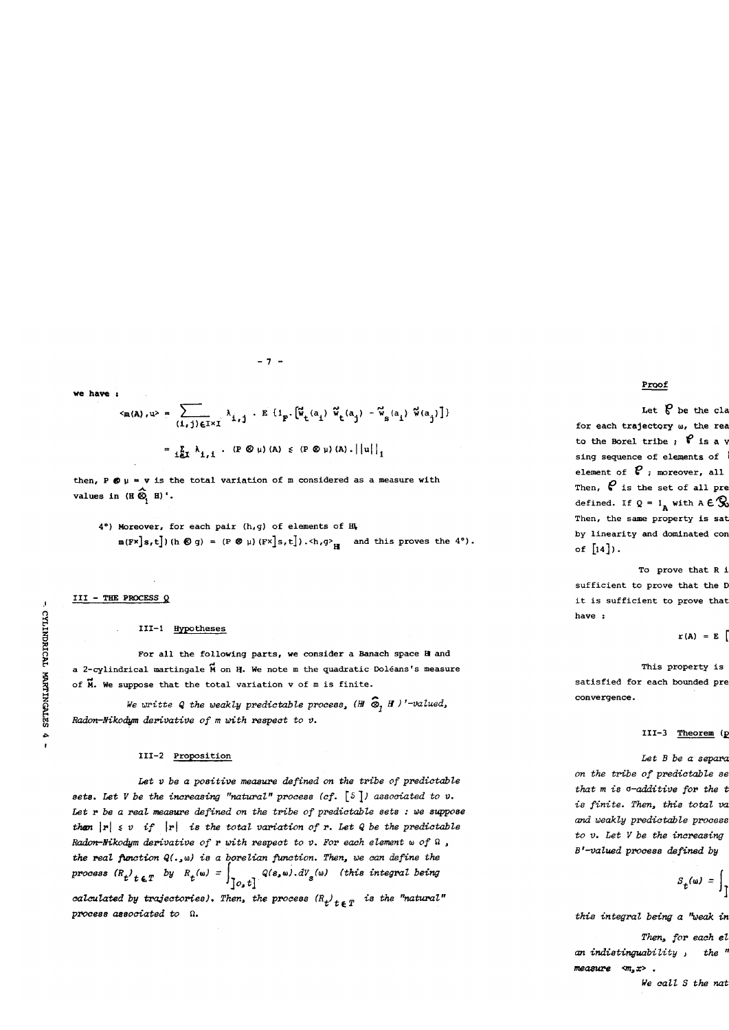we have :

$$\langle m(A), u\rangle = \sum_{(i,j)\in I\times I} \lambda_{i,j} \cdot E\{1_F.[\tilde{w}_t(a_i)\,\tilde{w}_t(a_j) - \tilde{w}_s(a_i)\,\tilde{w}(a_j)]\}$$

$$= \sum_{i\in I} \lambda_{i,i} \cdot (P \otimes \mu)(A) \leq (P \otimes \mu)(A).||u||_1$$

then, $P \otimes \mu = v$ is the total variation of m considered as a measure with values in $(H \hat{\otimes}_1 H)'$.

4°) Moreover, for each pair (h,g) of elements of $H$,
$m(F\times]s,t])(h \otimes g) = (P \otimes \mu)(F\times]s,t]).\langle h,g\rangle_H$ and this proves the 4°).

## III - THE PROCESS Q

### III-1 Hypotheses

For all the following parts, we consider a Banach space $H$ and a 2-cylindrical martingale $\vec{M}$ on $H$. We note m the quadratic Doléans's measure of $\vec{M}$. We suppose that the total variation v of m is finite.

*We writte Q the weakly predictable process, $(H \hat{\otimes}_1 H)'$-valued, Radon-Nikodym derivative of m with respect to v.*

### III-2 Proposition

*Let v be a positive measure defined on the tribe of predictable sets. Let V be the increasing "natural" process (cf. [5]) associated to v. Let r be a real measure defined on the tribe of predictable sets : we suppose then $|r| \leq v$ if $|r|$ is the total variation of r. Let Q be the predictable Radon-Nikodym derivative of r with respect to v. For each element ω of Ω, the real function $Q(.,\omega)$ is a borelian function. Then, we can define the process $(R_t)_{t\in T}$ by $R_t(\omega) = \int_{]0,t]} Q(s,\omega).dV_s(\omega)$ (this integral being calculated by trajectories). Then, the process $(R_t)_{t\in T}$ is the "natural" process associated to Ω.*

**Proof**

Let $\mathcal{P}$ be the cla
for each trajectory ω, the rea
to the Borel tribe ; $\mathcal{P}$ is a v
sing sequence of elements of
element of $\mathcal{P}$ ; moreover, all
Then, $\mathcal{P}$ is the set of all pre
defined. If $Q = 1_A$ with $A \in \mathcal{R}$
Then, the same property is sat
by linearity and dominated con
of [14]).

To prove that R i
sufficient to prove that the D
it is sufficient to prove that
have :

$$r(A) = E\,[$$

This property is
satisfied for each bounded pre
convergence.

### III-3 Theorem (p

*Let B be a separa
on the tribe of predictable se
that m is σ-additive for the t
is finite. Then, this total va
and weakly predictable process
to v. Let V be the increasing
B'-valued process defined by*

$$S_t(\omega) = \int_{]}$$

*this integral being a "weak in*

*Then, for each el
an indistinguability , the "
measure $\langle m,x\rangle$ .*

*We call S the nat*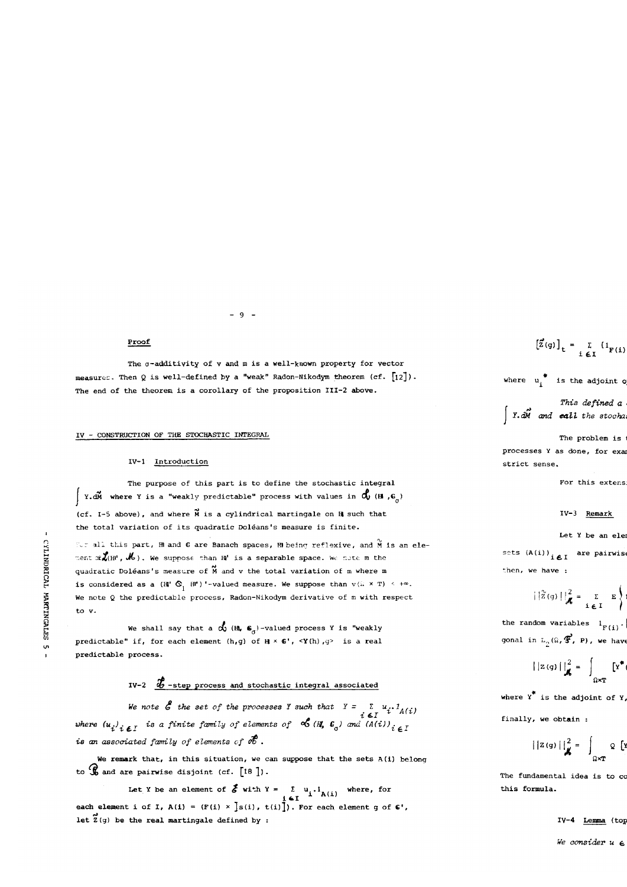**Proof**

The σ-additivity of v and m is a well-known property for vector measures. Then Q is well-defined by a "weak" Radon-Nikodym theorem (cf. [12]). The end of the theorem is a corollary of the proposition III-2 above.

## IV - CONSTRUCTION OF THE STOCHASTIC INTEGRAL

### IV-1 Introduction

The purpose of this part is to define the stochastic integral $\int Y.d\tilde{M}$ where Y is a "weakly predictable" process with values in $\mathcal{L}(\mathbb{H}, \mathbb{G}_\sigma)$ (cf. I-5 above), and where $\tilde{M}$ is a cylindrical martingale on $\mathbb{H}$ such that the total variation of its quadratic Doléans's measure is finite.

For all this part, $\mathbb{H}$ and $\mathbb{G}$ are Banach spaces, $\mathbb{H}$ being reflexive, and $\tilde{M}$ is an element of $\mathcal{L}(\mathbb{H}', \mathcal{M})$. We suppose that $\mathbb{H}'$ is a separable space. We note m the quadratic Doléans's measure of $\tilde{M}$ and v the total variation of m where m is considered as a $(\mathbb{H}' \otimes_1 \mathbb{H}')'$-valued measure. We suppose that $v(\Omega \times T) < +\infty$. We note Q the predictable process, Radon-Nikodym derivative of m with respect to v.

We shall say that a $\mathcal{L}(\mathbb{H}, \mathbb{G}_\sigma)$-valued process Y is "weakly predictable" if, for each element (h,g) of $\mathbb{H} \times \mathbb{G}'$, $\langle Y(h), g\rangle$ is a real predictable process.

### IV-2 $\mathcal{L}$-step process and stochastic integral associated

*We note $\mathcal{E}$ the set of the processes Y such that $Y = \sum_{i \in I} u_i . 1_{A(i)}$ where $(u_i)_{i \in I}$ is a finite family of elements of $\mathcal{L}(\mathbb{H}, \mathbb{G}_\sigma)$ and $(A(i))_{i \in I}$ is an associated family of elements of $\mathcal{P}$.*

We remark that, in this situation, we can suppose that the sets A(i) belong to $\mathcal{R}$ and are pairwise disjoint (cf. [18]).

Let Y be an element of $\mathcal{E}$ with $Y = \sum_{i \in I} u_i . 1_{A(i)}$ where, for each element i of I, $A(i) = (F(i) \times ]s(i), t(i)])$. For each element g of $\mathbb{G}'$, let $\tilde{Z}(g)$ be the real martingale defined by :

$$[\tilde{Z}(g)]_t = \sum_{i \in I} \{1_{F(i)}$$

where $u_i^*$ is the adjoint o

*This defined a* $\int Y.d\tilde{M}$ *and call the stocha*

The problem is processes Y as done, for exa strict sense.

For this extens

### IV-3 Remark

Let Y be an ele sets $(A(i))_{i \in I}$ are pairwis then, we have :

$$||\tilde{Z}(g)||^2_{\mathcal{M}} = \sum_{i \in I} E \Big\{$$

the random variables $1_{F(i)}$ . gonal in $L_2(\Omega, \mathcal{F}, P)$, we have

$$||Z(g)||^2_{\mathcal{M}} = \int_{\Omega \times T} [Y^*$$

where $Y^*$ is the adjoint of Y,

finally, we obtain :

$$||Z(g)||^2_{\mathcal{M}} = \int_{\Omega \times T} Q\, [Y$$

The fundamental idea is to co this formula.

### IV-4 Lemma (top

*We consider u ∈*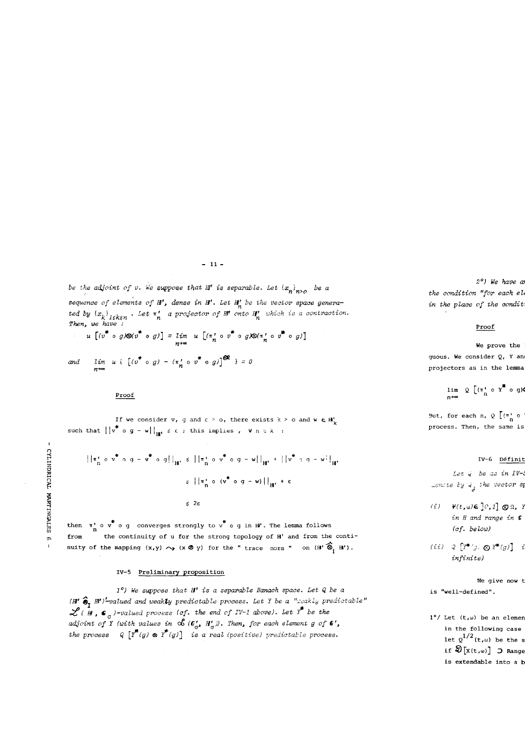be the adjoint of $v$. We suppose that $\mathbb{H}'$ is separable. Let $\{x_n\}_{n>0}$ be a sequence of elements of $\mathbb{H}'$, dense in $\mathbb{H}'$. Let $\mathbb{H}'_n$ be the vector space generated by $\{x_k\}_{1\leq k\leq n}$. Let $\pi'_n$ a projector of $\mathbb{H}'$ onto $\mathbb{H}'_n$ which is a contraction. Then, we have :

$$u\left[(v^* \circ g)\otimes(v^* \circ g)\right] = \lim_{n\to\infty} u\left[(\pi'_n \circ v^* \circ g)\otimes(\pi'_n \circ v^* \circ g)\right]$$

and $$\lim_{n\to\infty} u\left\{\left[(v^* \circ g) - (\pi'_n \circ v^* \circ g)\right]^{\otimes 2}\right\} = 0$$

Proof

If we consider $v$, $g$ and $\varepsilon > 0$, there exists $k > 0$ and $w \in \mathbb{H}'_k$ such that $||v^* \circ g - w||_{\mathbb{H}'} \leq \varepsilon$ ; this implies , $\forall\, n \geq k$ :

$$\begin{aligned}||\pi'_n \circ v^* \circ g - v^* \circ g||_{\mathbb{H}'} &\leq ||\pi'_n \circ v^* \circ g - w||_{\mathbb{H}'} + ||v^* \circ g - w||_{\mathbb{H}'}\\ &\leq ||\pi'_n \circ (v^* \circ g - w)||_{\mathbb{H}'} + \varepsilon\\ &\leq 2\varepsilon\end{aligned}$$

then $\pi'_n \circ v^* \circ g$ converges strongly to $v^* \circ g$ in $\mathbb{H}'$. The lemma follows from the continuity of $u$ for the strong topology of $\mathbb{H}'$ and from the continuity of the mapping $(x,y) \rightsquigarrow (x \otimes y)$ for the " trace norm " on $(\mathbb{H}' \hat{\otimes}_1 \mathbb{H}')$.

## IV-5 Preliminary proposition

*1°) We suppose that $\mathbb{H}'$ is a separable Banach space. Let $Q$ be a $(\mathbb{H}' \hat{\otimes}_1 \mathbb{H}')$-valued and weakly predictable process. Let $Y$ be a "weakly predictable" $\mathcal{L}(\mathbb{H}, \mathbb{C}_\sigma)$-valued process (cf. the end of IV-1 above). Let $Y^*$ be the adjoint of $Y$ (with values in $\mathcal{L}(\mathbb{C}'_\sigma, \mathbb{H}'_\sigma)$). Then, for each element $g$ of $\mathbb{C}'$, the process $Q\left[Y^*(g) \otimes Y^*(g)\right]$ is a real (positive) predictable process.*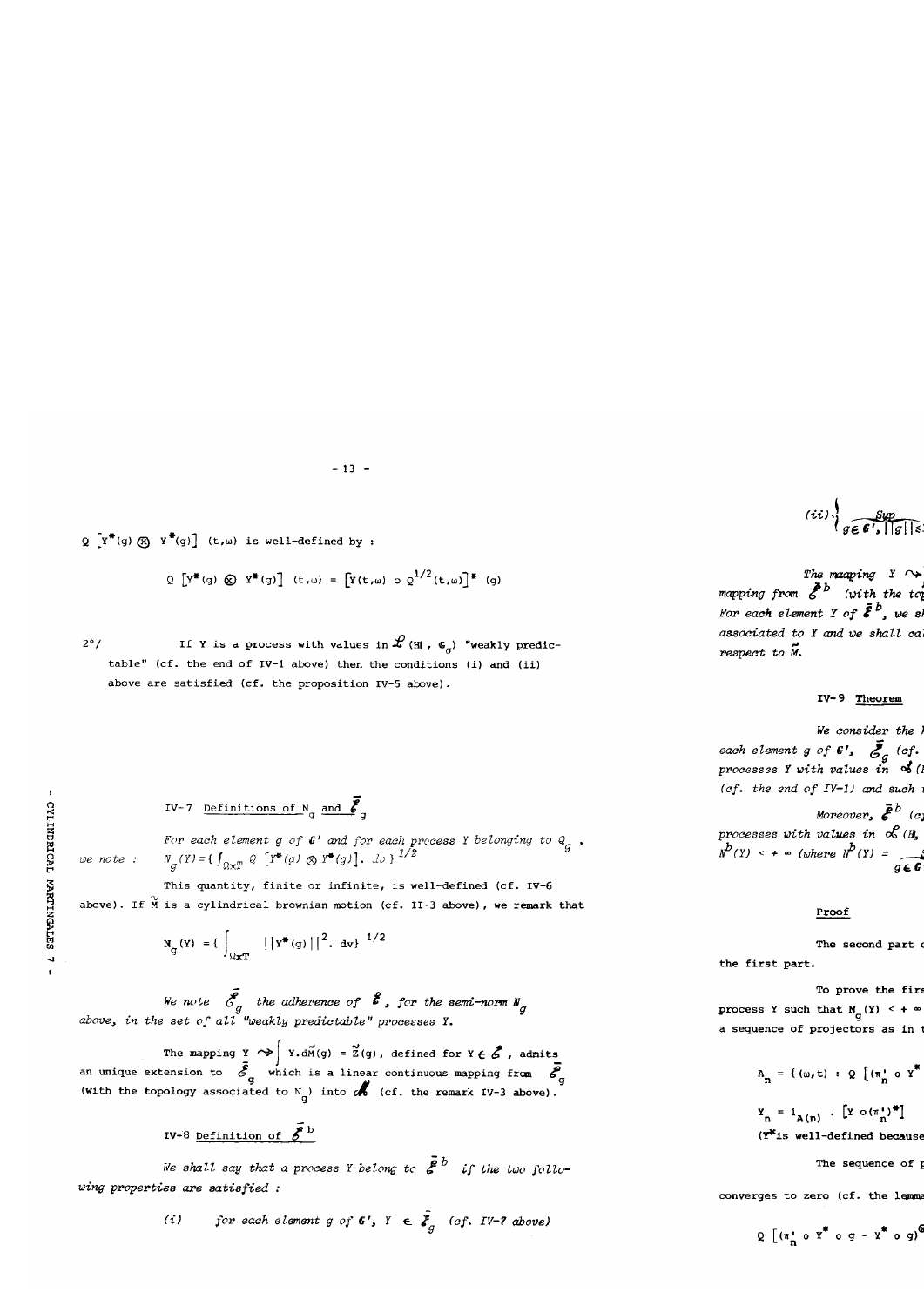$Q\,[Y^*(g) \otimes Y^*(g)]\,(t,\omega)$ is well-defined by :

$$Q\,[Y^*(g) \otimes Y^*(g)]\,(t,\omega) = [Y(t,\omega) \circ Q^{1/2}(t,\omega)]^*\,(g)$$

2°/ If Y is a process with values in $\mathcal{L}(\mathbb{H}, \mathbb{G}_\sigma)$ "weakly predictable" (cf. the end of IV-1 above) then the conditions (i) and (ii) above are satisfied (cf. the proposition IV-5 above).

### IV-7 Definitions of $N_g$ and $\bar{\bar{\mathcal{E}}}_g$

*For each element g of $\mathbb{G}'$ and for each process Y belonging to $Q_g$, we note :* $N_g(Y) = \{ \int_{\Omega \times T} Q\,[Y^*(g) \otimes Y^*(g)]\,.\,dv \}^{1/2}$

This quantity, finite or infinite, is well-defined (cf. IV-6 above). If $\tilde{M}$ is a cylindrical brownian motion (cf. II-3 above), we remark that

$$N_g(Y) = \{ \int_{\Omega \times T} ||Y^*(g)||^2 .\, dv \}^{1/2}$$

*We note $\bar{\bar{\mathcal{E}}}_g$ the adherence of $\mathcal{E}$, for the semi-norm $N_g$ above, in the set of all "weakly predictable" processes Y.*

The mapping $Y \rightsquigarrow \int Y.d\vec{M}(g) = \vec{Z}(g)$, defined for $Y \in \mathcal{E}$, admits an unique extension to $\bar{\bar{\mathcal{E}}}_g$ which is a linear continuous mapping from $\bar{\bar{\mathcal{E}}}_g$ (with the topology associated to $N_g$) into $\mathcal{M}$ (cf. the remark IV-3 above).

### IV-8 Definition of $\bar{\bar{\mathcal{E}}}^b$

*We shall say that a process Y belong to $\bar{\bar{\mathcal{E}}}^b$ if the two following properties are satisfied :*

*(i) for each element g of $\mathbb{G}'$, $Y \in \bar{\bar{\mathcal{E}}}_g$ (cf. IV-7 above)*

*(ii)* $\{ \sup_{g \in \mathbb{G}', ||g|| \leq}$

*The mapping $Y \rightsquigarrow$ mapping from $\bar{\bar{\mathcal{E}}}^b$ (with the to For each element Y of $\bar{\bar{\mathcal{E}}}^b$, we s associated to Y and we shall ca respect to $\vec{M}$.*

### IV-9 Theorem

*We consider the each element g of $\mathbb{G}'$, $\bar{\bar{\mathcal{E}}}_g$ (cf. processes Y with values in $\mathcal{L}$( (cf. the end of IV-1) and such*

*Moreover, $\bar{\bar{\mathcal{E}}}^b$ (c processes with values in $\mathcal{L}(\mathbb{H},$ $N^b(Y) < +\infty$ (where $N^b(Y) =$ $g \in \mathbb{G}$*

#### Proof

The second part the first part.

To prove the fir process Y such that $N_g(Y) < +\infty$ a sequence of projectors as in

$A_n = \{(\omega,t) : Q\,[(\pi'_n \circ Y^*$

$Y_n = 1_{A(n)} . [Y \circ (\pi'_n)^*]$

($Y^*$ is well-defined because

The sequence of

converges to zero (cf. the lemma

$Q\,[(\pi'_n \circ Y^* \circ g - Y^* \circ g)^{\otimes}$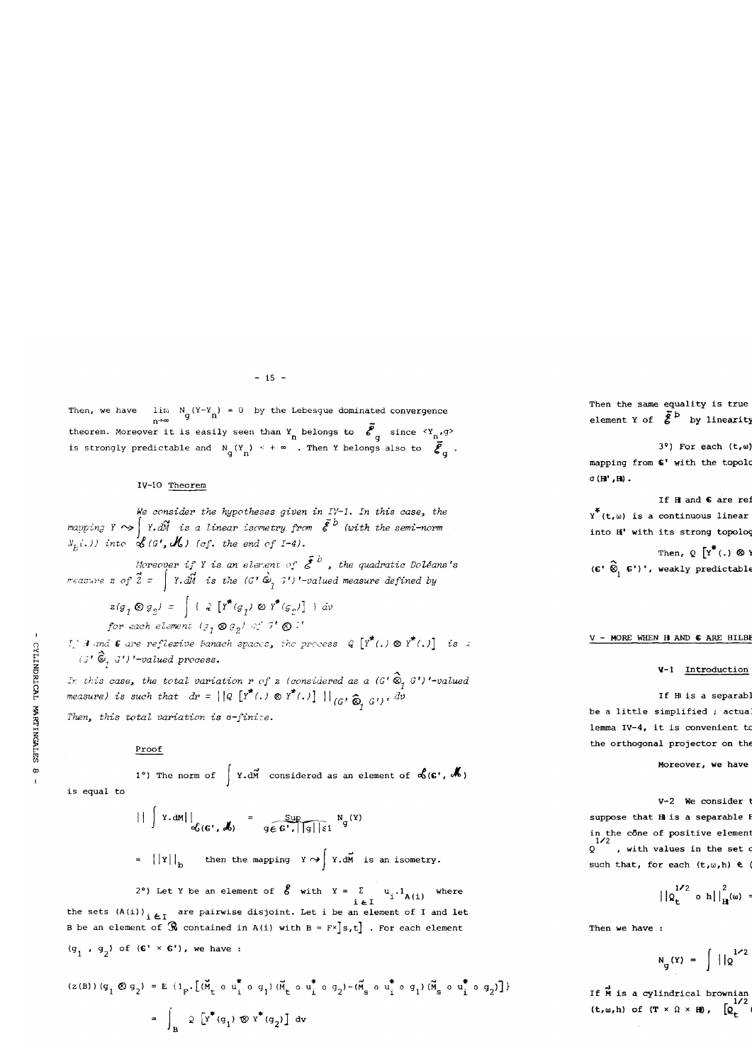Then, we have $\lim_{n\to\infty} N_g(Y-Y_n) = 0$ by the Lebesgue dominated convergence theorem. Moreover it is easily seen than $Y_n$ belongs to $\bar{\mathcal{E}}_g$ since $<Y_n,g>$ is strongly predictable and $N_g(Y_n) < +\infty$ . Then $Y$ belongs also to $\bar{\mathcal{E}}_g$ .

## IV-10 Theorem

*We consider the hypotheses given in IV-1. In this case, the mapping $Y \rightsquigarrow \int Y.d\vec{M}$ is a linear isometry from $\tilde{\mathcal{E}}^b$ (with the semi-norm $N_b(.)$) into $\mathcal{L}(G',\mathcal{M})$ (cf. the end of I-4).*

*Moreover if $Y$ is an element of $\tilde{\mathcal{E}}^b$ , the quadratic Doléans's measure $z$ of $\vec{Z} = \int Y.d\vec{M}$ is the $(G'\hat{\otimes}_1 G')'$-valued measure defined by*

$$z(g_1 \otimes g_2) = \int \{ Q\,[Y^*(g_1) \otimes Y^*(g_2)] \}\, d\nu$$

*for each element $(g_1 \otimes g_2)$ of $G' \otimes G'$*

*If $\mathbb{H}$ and $\mathbb{G}$ are reflexive Banach spaces, the process $Q\,[Y^*(.) \otimes Y^*(.)]$ is a $(G'\hat{\otimes}_1 G')'$-valued process.*

*In this case, the total variation $r$ of $z$ (considered as a $(G'\hat{\otimes}_1 G')'$-valued measure) is such that $dr = \|Q\,[Y^*(.) \otimes Y^*(.)]\|_{(G'\hat{\otimes}_1 G')'}\, d\nu$*

*Then, this total variation is $\sigma$-finite.*

### Proof

1°) The norm of $\int Y.d\vec{M}$ considered as an element of $\mathcal{L}(\mathbb{G}',\mathcal{M})$ is equal to

$$\left\| \int Y.d\vec{M} \right\|_{\mathcal{L}(\mathbb{G}',\mathcal{M})} = \sup_{g\in \mathbb{G}',\,\|g\|\leq 1} N_g(Y)$$

$= \|Y\|_b$ then the mapping $Y \rightsquigarrow \int Y.d\vec{M}$ is an isometry.

2°) Let $Y$ be an element of $\mathcal{E}$ with $Y = \sum_{i\in I} u_i.1_{A(i)}$ where the sets $(A(i))_{i\in I}$ are pairwise disjoint. Let $i$ be an element of $I$ and let $B$ be an element of $\mathcal{R}$ contained in $A(i)$ with $B = F\times ]s,t]$ . For each element $(g_1 , g_2)$ of $(\mathbb{G}' \times \mathbb{G}')$, we have :

$$(z(B))(g_1 \otimes g_2) = E\,\{1_F.[(\tilde{M}_t \circ u_i^* \circ g_1)(\tilde{M}_t \circ u_i^* \circ g_2) - (\tilde{M}_s \circ u_i^* \circ g_1)(\tilde{M}_s \circ u_i^* \circ g_2)]\}$$

$$= \int_B Q\,[Y^*(g_1) \otimes Y^*(g_2)]\, d\nu$$

Then the same equality is true element $Y$ of $\tilde{\mathcal{E}}^b$ by linearity

3°) For each $(t,\omega)$ mapping from $\mathbb{G}'$ with the topolo $\sigma(\mathbb{H}',\mathbb{H})$.

If $\mathbb{H}$ and $\mathbb{G}$ are ref $Y^*(t,\omega)$ is a continuous linear into $\mathbb{H}'$ with its strong topolog

Then, $Q\,[Y^*(.) \otimes Y$ $(\mathbb{G}'\hat{\otimes}_1 \mathbb{G}')'$, weakly predictable

## V - MORE WHEN $\mathbb{H}$ AND $\mathbb{G}$ ARE HILBE

### V-1 Introduction

If $\mathbb{H}$ is a separabl be a little simplified ; actual lemma IV-4, it is convenient to the orthogonal projector on the

Moreover, we have

V-2 We consider t suppose that $\mathbb{H}$ is a separable H in the cône of positive element $Q^{1/2}$ , with values in the set c such that, for each $(t,\omega,h) \in$ (

$$\|Q_t^{1/2} \circ h\|^2_{\mathbb{H}}(\omega) =$$

Then we have :

$$N_g(Y) = \int \|Q^{1/2}$$

If $\vec{M}$ is a cylindrical brownian $(t,\omega,h)$ of $(T\times\Omega\times\mathbb{H})$, $[Q_t^{1/2}$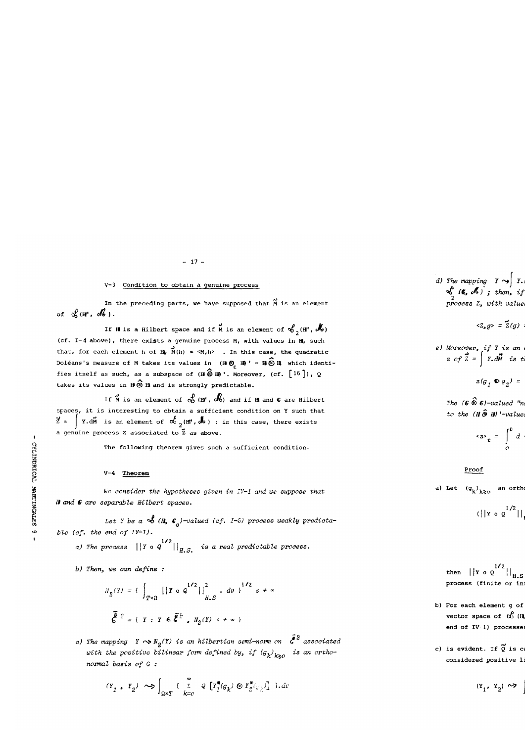## V-3 Condition to obtain a genuine process

In the preceding parts, we have supposed that $\vec{M}$ is an element of $\mathcal{L}(\mathbb{H}', \mathcal{M})$.

If $\mathbb{H}$ is a Hilbert space and if $\vec{M}$ is an element of $\mathcal{L}_2(\mathbb{H}', \mathcal{M})$ (cf. I-4 above), there exists a genuine process M, with values in $\mathbb{H}$, such that, for each element h of $\mathbb{H}$, $\vec{M}(h) = \langle M, h \rangle$. In this case, the quadratic Doléans's measure of M takes its values in $(\mathbb{H} \otimes_\varepsilon \mathbb{H})' = \mathbb{H} \hat{\otimes} \mathbb{H}$ which identifies itself as such, as a subspace of $(\mathbb{H} \hat{\otimes} \mathbb{H})'$. Moreover, (cf. [16]), Q takes its values in $\mathbb{H} \hat{\otimes} \mathbb{H}$ and is strongly predictable.

If $\vec{M}$ is an element of $\mathcal{L}(\mathbb{H}', \mathcal{M})$ and if $\mathbb{H}$ and $\mathbb{G}$ are Hilbert spaces, it is interesting to obtain a sufficient condition on Y such that $\vec{Z} = \int Y.d\vec{M}$ is an element of $\mathcal{L}_2(\mathbb{H}', \mathcal{M})$ : in this case, there exists a genuine process Z associated to $\vec{Z}$ as above.

The following theorem gives such a sufficient condition.

## V-4 Theorem

*We consider the hypotheses given in IV-1 and we suppose that* $\mathbb{H}$ *and* $\mathbb{G}$ *are separable Hilbert spaces.*

*Let Y be a* $\mathcal{L}(\mathbb{H}, \mathbb{G}_\sigma)$*-valued (cf. I-5) process weakly predictable (cf. the end of IV-1).*

a) *The process* $||Y \circ Q^{1/2}||_{H.S.}$ *is a real predictable process.*

b) *Then, we can define :*

$$N_2(Y) = \left\{ \int_{T\times\Omega} ||Y \circ Q^{1/2}||^2_{H.S} \; . \; dv \right\}^{1/2} \leq +\infty$$

$$\bar{\mathcal{E}}^2 = \{ Y : Y \in \bar{\mathcal{E}}^b \; , \; N_2(Y) < +\infty \}$$

c) *The mapping* $Y \rightsquigarrow N_2(Y)$ *is an hilbertian semi-norm on* $\bar{\mathcal{E}}^2$ *associated with the positive bilinear form defined by, if* $(g_k)_{k\geq 0}$ *is an orthonormal basis of G :*

$$(Y_1 \; , \; Y_2) \rightsquigarrow \int_{\Omega\times T} \left( \sum_{k=0}^{\infty} Q \left[ Y_1^*(g_k) \otimes Y_2^*(g_k) \right] \right).dv$$

d) *The mapping* $Y \rightsquigarrow \int Y.$ ... $\mathcal{L}_2(\mathbb{G}, \mathcal{M})$ *; then, if* ... *process Z, with values* ...

$$\langle Z, g \rangle = \vec{Z}(g) \; ...$$

e) *Moreover, if Y is an* ... *z of* $\vec{Z} = \int Y.d\vec{M}$ *is t*...

$$z(g_1 \otimes g_2) = \; ...$$

*The* $(\mathbb{G} \hat{\otimes} \mathbb{G})$*-valued "*... *to the* $(\mathbb{H} \hat{\otimes} \mathbb{H})'$*-value*...

$$\langle z \rangle_t = \int_0^t d \; ...$$

**Proof**

a) Let $(g_k)_{k\geq 0}$ an orth...

$$(||Y \circ Q^{1/2}||_{...}$$

then $||Y \circ Q^{1/2}||_{H.S}$ ... process (finite or inf...

b) For each element g of ... vector space of $\mathcal{L}(\mathbb{H},$ ... end of IV-1) processes ...

c) is evident. If $\tilde{Q}$ is c... considered positive li...

$$(Y_1, \; Y_2) \rightsquigarrow \int \; ...$$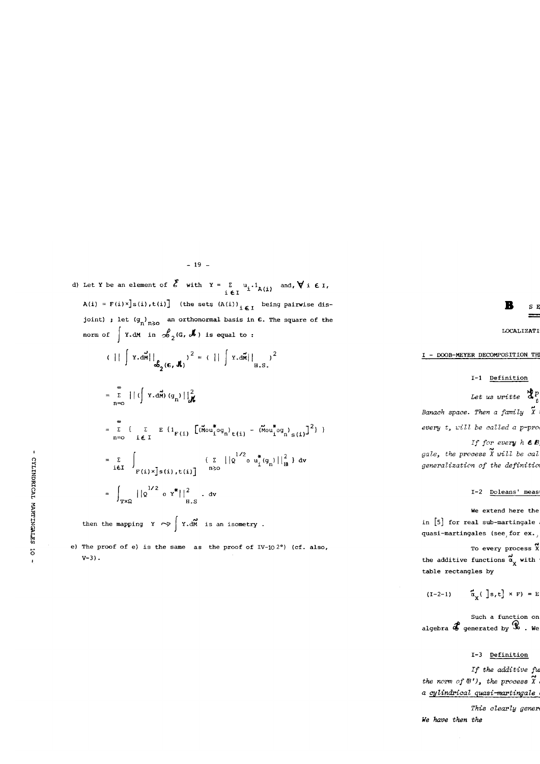d) Let $Y$ be an element of $\mathcal{E}$ with $Y = \sum_{i \in I} u_i . 1_{A(i)}$ and, $\forall\, i \in I$, $A(i) = F(i) \times ]s(i),t(i)]$ (the sets $(A(i))_{i \in I}$ being pairwise disjoint) ; let $(g_n)_{n \geq 0}$ an orthonormal basis in $G$. The square of the norm of $\int Y.dM$ in $\mathcal{L}_2(G, \mathcal{H})$ is equal to :

$$
\left( \left\| \int Y.d\tilde{M} \right\|_{\mathcal{L}_2(G,\mathcal{H})} \right)^2 = \left( \left\| \int Y.d\tilde{M} \right\|_{H.S.} \right)^2
$$

$$
= \sum_{n=0}^{\infty} \left\| \left( \int Y.d\tilde{M} \right)(g_n) \right\|^2_{\mathcal{H}}
$$

$$
= \sum_{n=0}^{\infty} \left\{ \sum_{i \in I} E\left(1_{F(i)} \left[ (\tilde{M} o u_i^* o g_n)_{t(i)} - (\tilde{M} o u_i^* o g_n)_{s(i)} \right]^2 \right) \right\}
$$

$$
= \sum_{i \in I} \int_{F(i) \times ]s(i),t(i)]} \left\{ \sum_{n \geq 0} \| Q^{1/2} o\, u_i^*(g_n) \|^2_{\mathbb{H}} \right\} dv
$$

$$
= \int_{T \times \Omega} \| Q^{1/2} o\, Y^* \|^2_{H.S} \, . \, dv
$$

then the mapping $Y \rightsquigarrow \int Y.d\tilde{M}$ is an isometry .

e) The proof of e) is the same as the proof of IV-10 2°) (cf. also, V-3).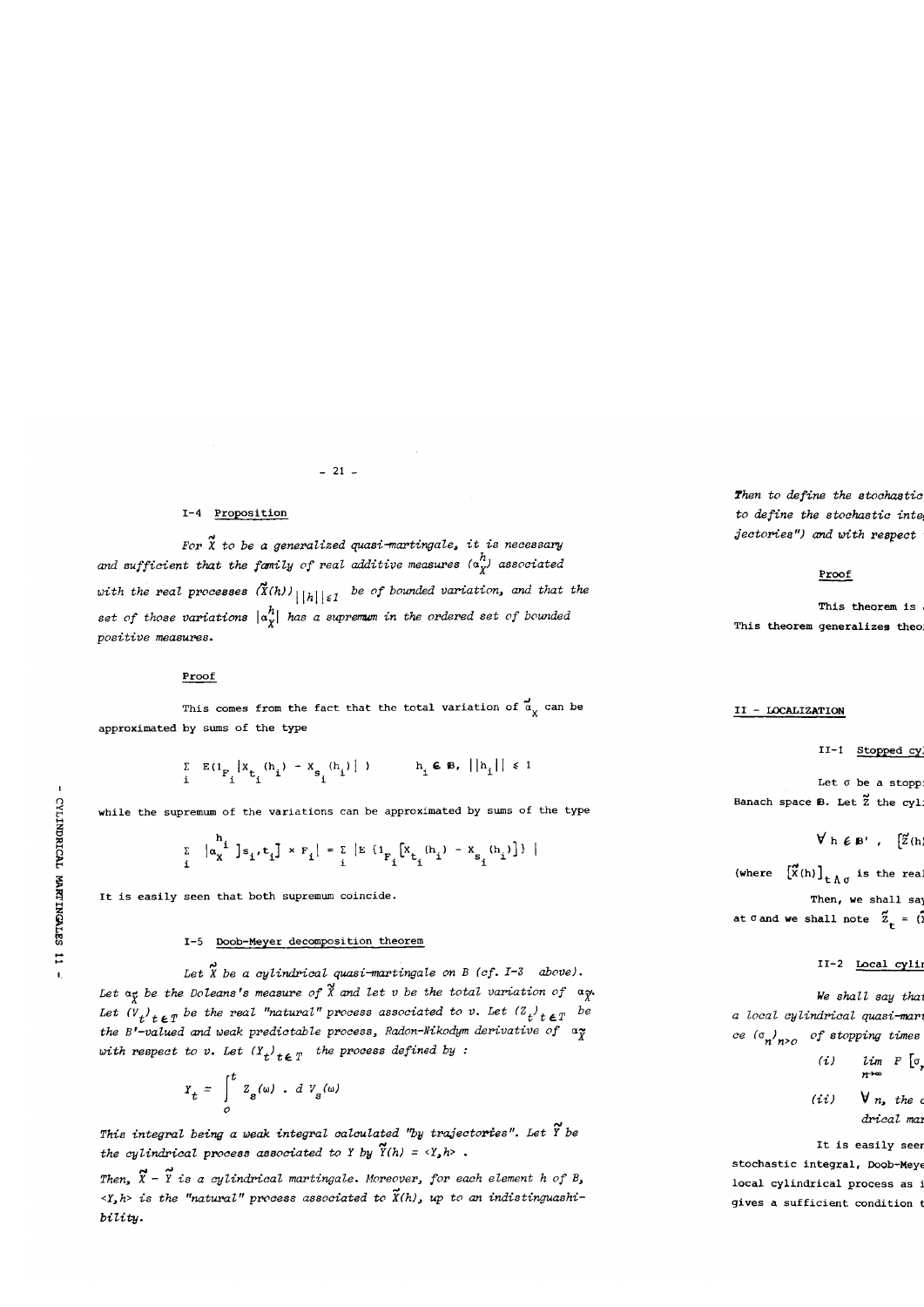#### I-4 Proposition

*For $\tilde{X}$ to be a generalized quasi-martingale, it is necessary and sufficient that the family of real additive measures $(\alpha_X^h)$ associated with the real processes $(\tilde{X}(h))_{||h|| \leq 1}$ be of bounded variation, and that the set of those variations $|\alpha_X^h|$ has a supremum in the ordered set of bounded positive measures.*

Proof

This comes from the fact that the total variation of $\vec{\alpha}_X$ can be approximated by sums of the type

$$\sum_i E(1_{F_i} |X_{t_i}(h_i) - X_{s_i}(h_i)|) \qquad h_i \in \mathbb{B}, \ ||h_i|| \leq 1$$

while the supremum of the variations can be approximated by sums of the type

$$\sum_i |\alpha_X^{h_i} ]s_i, t_i] \times F_i| = \sum_i |E(1_{F_i} [X_{t_i}(h_i) - X_{s_i}(h_i)])|$$

It is easily seen that both supremum coincide.

#### I-5 Doob-Meyer decomposition theorem

*Let $\tilde{X}$ be a cylindrical quasi-martingale on B (cf. I-3 above). Let $\alpha_{\tilde{X}}$ be the Doleans's measure of $\tilde{X}$ and let v be the total variation of $\alpha_{\tilde{X}}$. Let $(V_t)_{t \in T}$ be the real "natural" process associated to v. Let $(Z_t)_{t \in T}$ be the B'-valued and weak predictable process, Radon-Nikodym derivative of $\alpha_{\tilde{X}}$ with respect to v. Let $(Y_t)_{t \in T}$ the process defined by :*

$$Y_t = \int_0^t Z_s(\omega) \, . \, d\,V_s(\omega)$$

*This integral being a weak integral calculated "by trajectories". Let $\tilde{Y}$ be the cylindrical process associated to Y by $\tilde{Y}(h) = \langle Y,h \rangle$.*

*Then, $\tilde{X} - \tilde{Y}$ is a cylindrical martingale. Moreover, for each element h of B, $\langle Y,h \rangle$ is the "natural" process associated to $\tilde{X}(h)$, up to an indistinguashibility.*

*Then to define the stochastic*
*to define the stochastic inte*
*jectories") and with respect*

Proof

This theorem is

This theorem generalizes theo

## II - LOCALIZATION

#### II-1 Stopped cy

Let σ be a stopp

Banach space $\mathbb{B}$. Let $\tilde{Z}$ the cyl

$$\forall\, h \in \mathbb{B}', \quad [\tilde{Z}(h)$$

(where $[\tilde{X}(h)]_{t \wedge \sigma}$ is the real

Then, we shall say

at σ and we shall note $\tilde{Z}_t = ($

#### II-2 Local cyli

*We shall say that*
*a local cylindrical quasi-mart*
*ce $(\sigma_n)_{n>0}$ of stopping times*

*(i)* $\lim_{n \to \infty} P\,[\sigma$

*(ii)* $\forall\, n$, *the*
*drical mar*

It is easily seen

stochastic integral, Doob-Mey

local cylindrical process as

gives a sufficient condition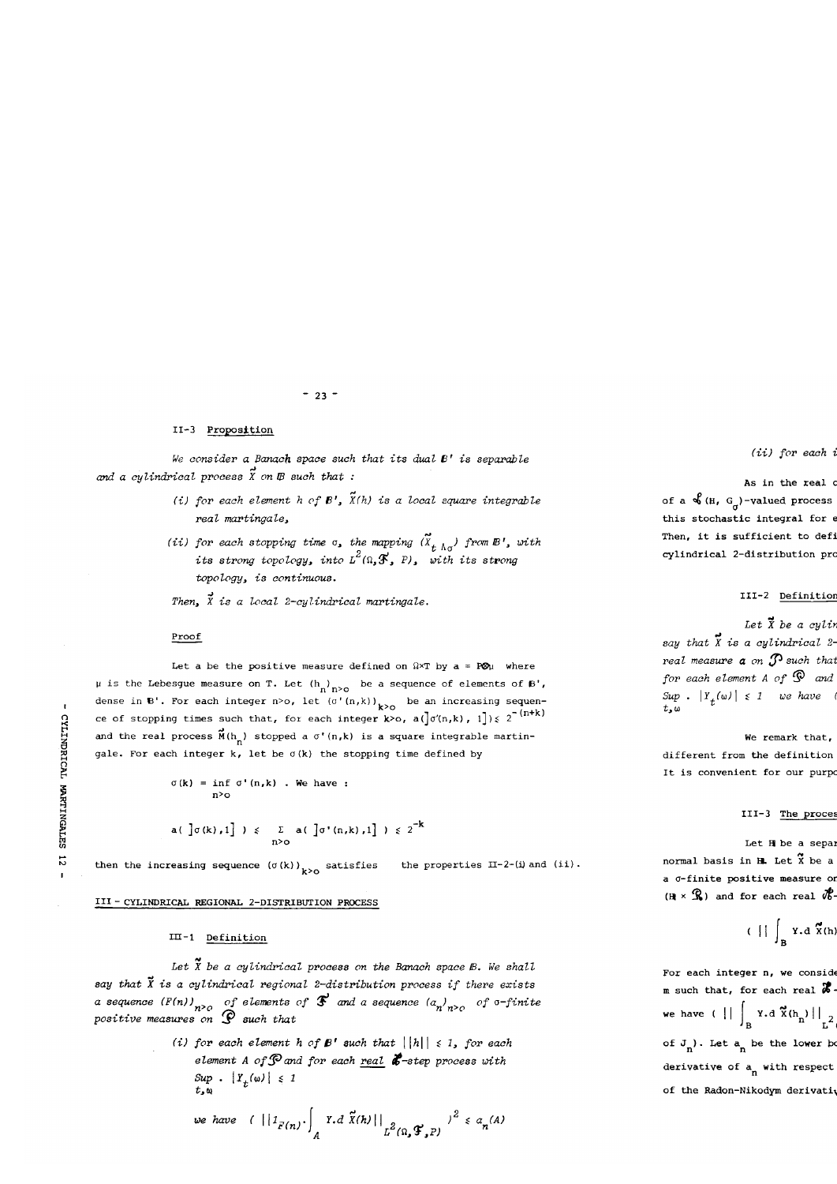## II-3 Proposition

*We consider a Banach space such that its dual $\mathbb{B}'$ is separable and a cylindrical process $\vec{X}$ on $\mathbb{B}$ such that :*

> *(i) for each element h of $\mathbb{B}'$, $\vec{X}(h)$ is a local square integrable real martingale,*
>
> *(ii) for each stopping time σ, the mapping $(\vec{X}_{t\wedge\sigma})$ from $\mathbb{B}'$, with its strong topology, into $L^2(\Omega, \mathcal{F}, P)$, with its strong topology, is continuous.*

*Then, $\vec{X}$ is a local 2-cylindrical martingale.*

### Proof

Let a be the positive measure defined on $\Omega\times T$ by $a = P\otimes\mu$ where $\mu$ is the Lebesgue measure on T. Let $(h_n)_{n>0}$ be a sequence of elements of $\mathbb{B}'$, dense in $\mathbb{B}'$. For each integer $n>0$, let $(\sigma'(n,k))_{k>0}$ be an increasing sequence of stopping times such that, for each integer $k>0$, $a(]\sigma'(n,k), 1]) \leq 2^{-(n+k)}$ and the real process $\vec{M}(h_n)$ stopped a $\sigma'(n,k)$ is a square integrable martingale. For each integer k, let be $\sigma(k)$ the stopping time defined by

$$\sigma(k) = \inf_{n>0} \sigma'(n,k) \text{ . We have :}$$

$$a(\,]\sigma(k),1]\,) \leq \sum_{n>0} a(\,]\sigma'(n,k),1]\,) \leq 2^{-k}$$

then the increasing sequence $(\sigma(k))_{k>0}$ satisfies the properties II-2-(i) and (ii).

## III - CYLINDRICAL REGIONAL 2-DISTRIBUTION PROCESS

### III-1 Definition

*Let $\vec{X}$ be a cylindrical process on the Banach space $\mathbb{B}$. We shall say that $\vec{X}$ is a cylindrical regional 2-distribution process if there exists a sequence $(F(n))_{n>0}$ of elements of $\mathcal{F}$ and a sequence $(a_n)_{n>0}$ of σ-finite positive measures on $\mathcal{P}$ such that*

> *(i) for each element h of $\mathbb{B}'$ such that $||h|| \leq 1$, for each element A of $\mathcal{P}$ and for each real $\mathcal{B}$-step process with $\sup_{t,\omega} . |Y_t(\omega)| \leq 1$*
>
> *we have $\left( ||1_{F(n)}.\int_A Y.d\,\vec{X}(h)||_{L^2(\Omega,\mathcal{F},P)} \right)^2 \leq a_n(A)$*

*(ii) for each i*

As in the real c of a $\mathcal{L}(H, G_\sigma)$-valued process this stochastic integral for e Then, it is sufficient to defi cylindrical 2-distribution pro

### III-2 Definition

*Let $\vec{X}$ be a cylin say that $\vec{X}$ is a cylindrical 2- real measure $a$ on $\mathcal{P}$ such that for each element A of $\mathcal{P}$ and $\sup_{t,\omega} . |Y_t(\omega)| \leq 1$ we have (*

We remark that, different from the definition It is convenient for our purpo

### III-3 The proces

Let $\mathbb{H}$ be a separ normal basis in $\mathbb{H}$. Let $\vec{X}$ be a a σ-finite positive measure on $(\mathbb{H}\times\mathcal{R})$ and for each real $\mathcal{B}$-

$$\left( ||\int_B Y.d\,\vec{X}(h)\right.$$

For each integer n, we conside m such that, for each real $\mathcal{B}$- we have $\left( ||\int_B Y.d\,\vec{X}(h_n)||_{L^2}\right.$ of $J_n$). Let $a_n$ be the lower bo derivative of $a_n$ with respect of the Radon-Nikodym derivati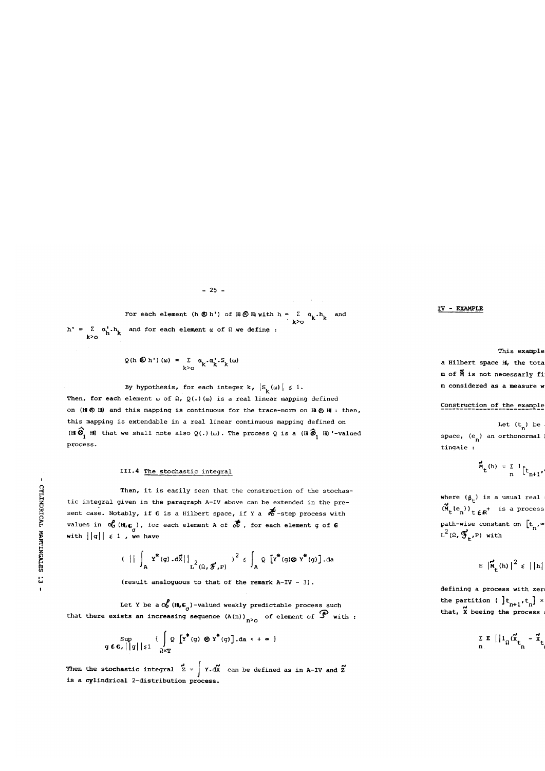For each element $(h \otimes h')$ of $\mathbb{H} \otimes \mathbb{H}$ with $h = \sum_{k>0} \alpha_k . h_k$ and $h' = \sum_{k>0} \alpha'_k . h_k$ and for each element $\omega$ of $\Omega$ we define :

$$Q(h \otimes h')(\omega) = \sum_{k>0} \alpha_k . \alpha'_k . S_k(\omega)$$

By hypothesis, for each integer $k$, $|S_k(\omega)| \leq 1$.
Then, for each element $\omega$ of $\Omega$, $Q(.)(\omega)$ is a real linear mapping defined on $(\mathbb{H} \otimes \mathbb{H})$ and this mapping is continuous for the trace-norm on $\mathbb{H} \otimes \mathbb{H}$ : then, this mapping is extendable in a real linear continuous mapping defined on $(\mathbb{H} \hat{\otimes}_1 \mathbb{H})$ that we shall note also $Q(.)(\omega)$. The process $Q$ is a $(\mathbb{H} \hat{\otimes}_1 \mathbb{H})'$-valued process.

### III.4 The stochastic integral

Then, it is easily seen that the construction of the stochastic integral given in the paragraph A-IV above can be extended in the present case. Notably, if $\mathbb{G}$ is a Hilbert space, if $Y$ a $\mathcal{B}$-step process with values in $\mathcal{L}(\mathbb{H}, \mathbb{G}_\sigma)$, for each element $A$ of $\mathcal{B}$, for each element $g$ of $\mathbb{G}$ with $||g|| \leq 1$, we have

$$\left( \left|\left| \int_A Y^*(g) . d\tilde{X} \right|\right|_{L^2(\Omega, \mathcal{F}, P)} \right)^2 \leq \int_A Q\left[Y^*(g) \otimes Y^*(g)\right] . da$$

(result analoguous to that of the remark A-IV - 3).

Let $Y$ be a $\mathcal{L}(\mathbb{H}, \mathbb{G}_\sigma)$-valued weakly predictable process such that there exists an increasing sequence $(A(n))_{n>0}$ of element of $\mathcal{P}$ with :

$$\sup_{g \in \mathbb{G}, ||g|| \leq 1} \left\{ \int_{\Omega \times T} Q\left[Y^*(g) \otimes Y^*(g)\right] . da < +\infty \right\}$$

Then the stochastic integral $\tilde{Z} = \int Y . d\tilde{X}$ can be defined as in A-IV and $\tilde{Z}$ is a cylindrical 2-distribution process.

## IV - EXAMPLE

This example ... a Hilbert space $\mathbb{H}$, the tota... m of $\tilde{M}$ is not necessarly fi... m considered as a measure w...

### Construction of the example

Let $(t_n)$ be ... space, $(e_n)$ an orthonormal ... tingale :

$$\tilde{M}_t(h) = \sum_n 1_{\left]t_{n+1}, \ldots\right.}$$

where $(\beta_t)$ is a usual real ... $(\tilde{M}_t(e_n))_{t \in \mathbb{R}^+}$ is a process ... path-wise constant on $[t_n, \infty$ ... $L^2(\Omega, \mathcal{F}_t, P)$ with

$$E\,|\tilde{M}_t(h)|^2 \leq ||h| \ldots$$

defining a process with zer... the partition $(\,]t_{n+1}, t_n] \times$ ... that, $\tilde{X}$ beeing the process ...

$$\sum_n E\,||1_\Omega(\tilde{X}_{t_n} - \tilde{X}_{t} \ldots$$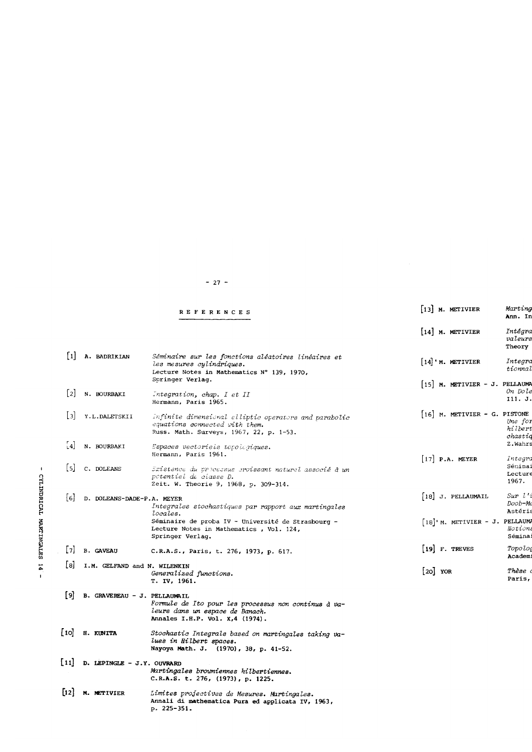## REFERENCES

[1] A. BADRIKIAN — *Séminaire sur les fonctions aléatoires linéaires et les mesures cylindriques.* Lecture Notes in Mathematics N° 139, 1970, Springer Verlag.

[2] N. BOURBAKI — *Integration, chap. I et II* Hermann, Paris 1965.

[3] Y.L.DALETSKII — *Infinite dimensional elliptic operators and parabolic equations connected with them.* Russ. Math. Surveys, 1967, 22, p. 1-53.

[4] N. BOURBAKI — *Espaces vectoriels topologiques.* Hermann, Paris 1961.

[5] C. DOLEANS — *Existence du processus croissant naturel associé à un potentiel de classe D.* Zeit. W. Theorie 9, 1968, p. 309-314.

[6] D. DOLEANS-DADE-P.A. MEYER — *Integrales stochastiques par rapport aux martingales locales.* Séminaire de proba IV - Université de Strasbourg - Lecture Notes in Mathematics , Vol. 124, Springer Verlag.

[7] B. GAVEAU — C.R.A.S., Paris, t. 276, 1973, p. 617.

[8] I.M. GELFAND and N. WILENKIN — *Generalized functions.* T. IV, 1961.

[9] B. GRAVEREAU - J. PELLAUMAIL — *Formule de Ito pour les processus non continus à valeurs dans un espace de Banach.* Annales I.H.P. Vol. X,4 (1974).

[10] H. KUNITA — *Stochastic Integrals based on martingales taking values in Hilbert spaces.* Nayoya Math. J. (1970), 38, p. 41-52.

[11] D. LEPINGLE - J.Y. OUVRARD — *Martingales browniennes hilbertiennes.* C.R.A.S. t. 276, (1973), p. 1225.

[12] M. METIVIER — *Limites projectives de Mesures. Martingales.* Annali di mathematica Pura ed applicata IV, 1963, p. 225-351.

[13] M. METIVIER — *Marting* Ann. In

[14] M. METIVIER — *Intégra valeurs* Theory

[14]' M. METIVIER — *Integra tionnal*

[15] M. METIVIER - J. PELLAUMA — *On Dole* Ill. J.

[16] M. METIVIER - G. PISTONE — *Une for hilbert chastiq* Z.Wahrs

[17] P.A. MEYER — *Integra* Séminai Lecture 1967.

[18] J. PELLAUMAIL — *Sur l'i Doob-Me* Astéris

[18]' M. METIVIER - J. PELLAUMA — *Notions* Séminai

[19] F. TREVES — *Topolog* Academi

[20] YOR — *Thèse* Paris,